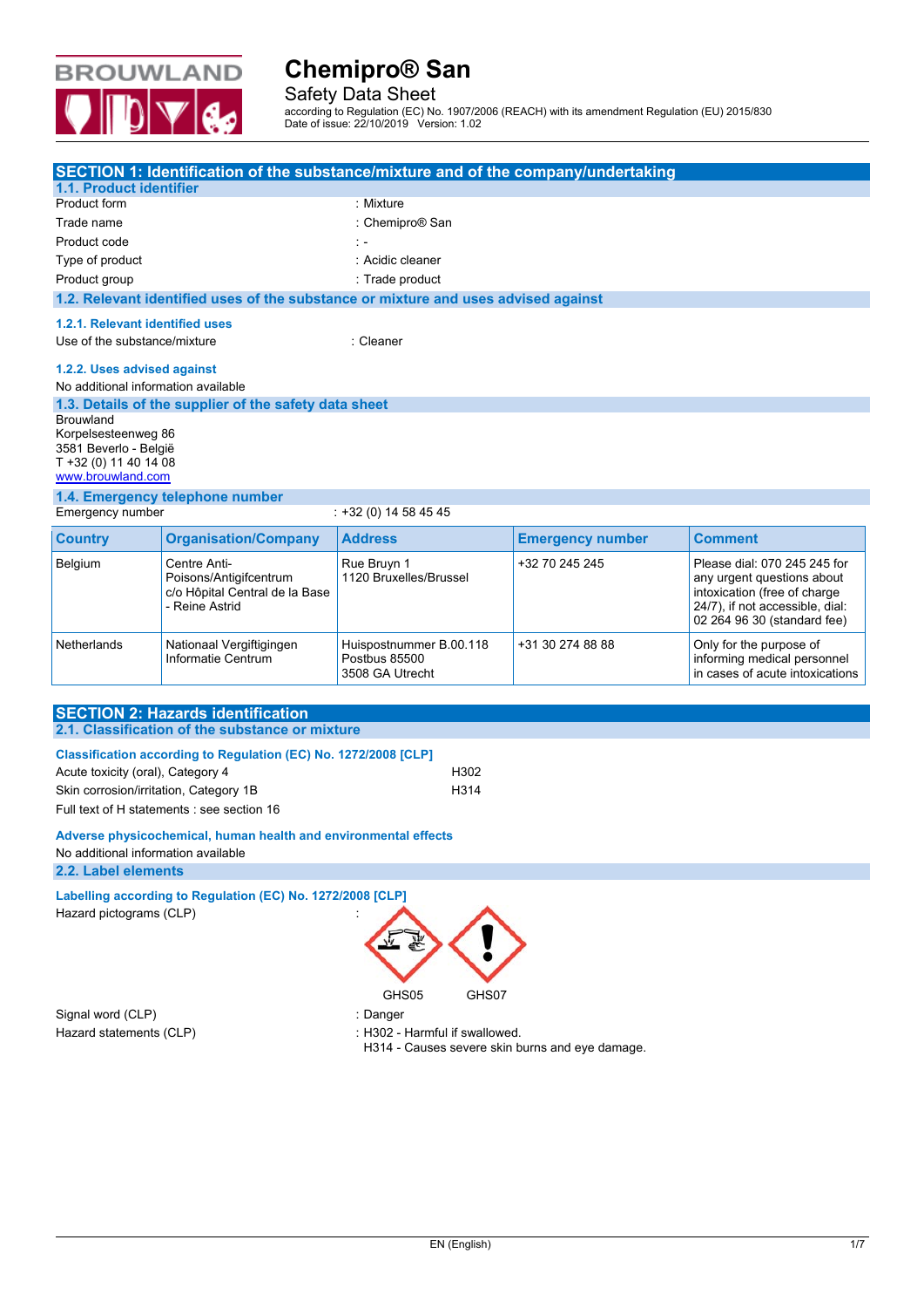# Chemipro® San

Safety Data Sheet

according to Regulation (EC) No. 1907/2006 (REACH) with its amendment Regulation (EU) 2015/830
Date of issue: 22/10/2019 Version: 1.02

## SECTION 1: Identification of the substance/mixture and of the company/undertaking

### 1.1. Product identifier

Product form : Mixture

Trade name : Chemipro® San

Product code : -

Type of product : Acidic cleaner

Product group : Trade product

### 1.2. Relevant identified uses of the substance or mixture and uses advised against

#### 1.2.1. Relevant identified uses

Use of the substance/mixture : Cleaner

#### 1.2.2. Uses advised against

No additional information available

### 1.3. Details of the supplier of the safety data sheet

Brouwland
Korpelsesteenweg 86
3581 Beverlo - België
T +32 (0) 11 40 14 08
www.brouwland.com

### 1.4. Emergency telephone number

Emergency number : +32 (0) 14 58 45 45

| Country | Organisation/Company | Address | Emergency number | Comment |
|---|---|---|---|---|
| Belgium | Centre Anti-Poisons/Antigifcentrum c/o Hôpital Central de la Base - Reine Astrid | Rue Bruyn 1 1120 Bruxelles/Brussel | +32 70 245 245 | Please dial: 070 245 245 for any urgent questions about intoxication (free of charge 24/7), if not accessible, dial: 02 264 96 30 (standard fee) |
| Netherlands | Nationaal Vergiftigingen Informatie Centrum | Huispostnummer B.00.118 Postbus 85500 3508 GA Utrecht | +31 30 274 88 88 | Only for the purpose of informing medical personnel in cases of acute intoxications |

## SECTION 2: Hazards identification

### 2.1. Classification of the substance or mixture

#### Classification according to Regulation (EC) No. 1272/2008 [CLP]

Acute toxicity (oral), Category 4 H302

Skin corrosion/irritation, Category 1B H314

Full text of H statements : see section 16

#### Adverse physicochemical, human health and environmental effects

No additional information available

### 2.2. Label elements

#### Labelling according to Regulation (EC) No. 1272/2008 [CLP]

Hazard pictograms (CLP) : GHS05 GHS07

Signal word (CLP) : Danger

Hazard statements (CLP) : H302 - Harmful if swallowed.
H314 - Causes severe skin burns and eye damage.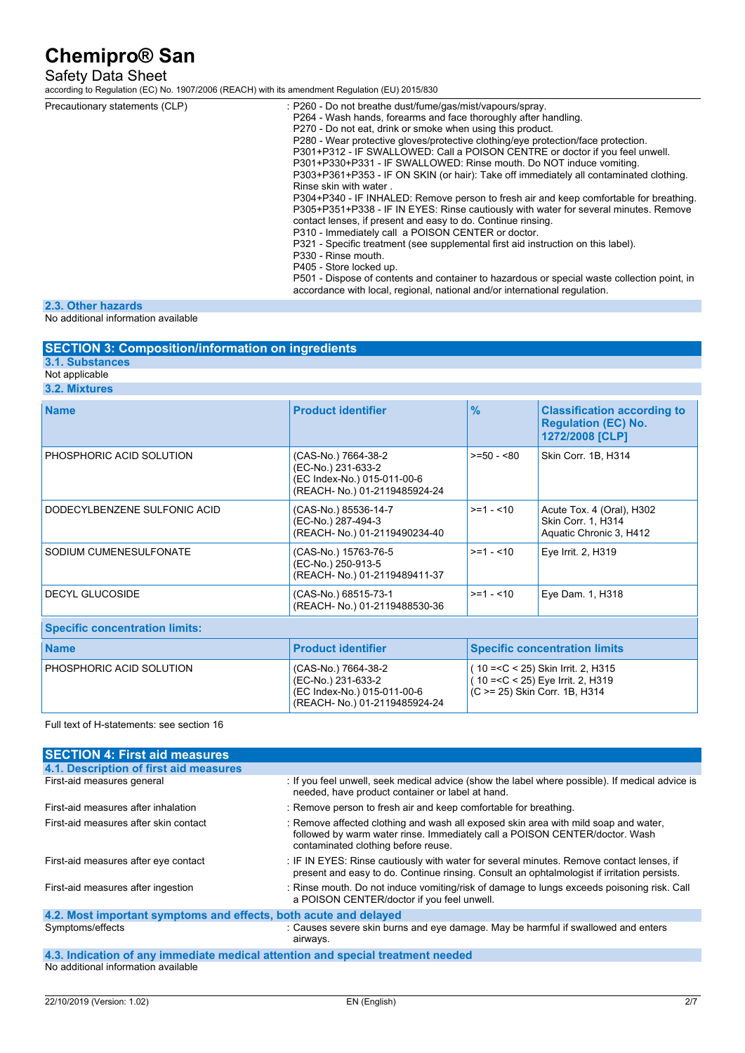| Precautionary statements (CLP) | : P260 - Do not breathe dust/fume/gas/mist/vapours/spray.<br>P264 - Wash hands, forearms and face thoroughly after handling.<br>P270 - Do not eat, drink or smoke when using this product.<br>P280 - Wear protective gloves/protective clothing/eye protection/face protection.<br>P301+P312 - IF SWALLOWED: Call a POISON CENTRE or doctor if you feel unwell.<br>P301+P330+P331 - IF SWALLOWED: Rinse mouth. Do NOT induce vomiting.<br>P303+P361+P353 - IF ON SKIN (or hair): Take off immediately all contaminated clothing. Rinse skin with water .<br>P304+P340 - IF INHALED: Remove person to fresh air and keep comfortable for breathing.<br>P305+P351+P338 - IF IN EYES: Rinse cautiously with water for several minutes. Remove contact lenses, if present and easy to do. Continue rinsing.<br>P310 - Immediately call a POISON CENTER or doctor.<br>P321 - Specific treatment (see supplemental first aid instruction on this label).<br>P330 - Rinse mouth.<br>P405 - Store locked up.<br>P501 - Dispose of contents and container to hazardous or special waste collection point, in accordance with local, regional, national and/or international regulation. |
|---|---|

### 2.3. Other hazards

No additional information available

## SECTION 3: Composition/information on ingredients

### 3.1. Substances

Not applicable

### 3.2. Mixtures

| Name | Product identifier | % | Classification according to Regulation (EC) No. 1272/2008 [CLP] |
|---|---|---|---|
| PHOSPHORIC ACID SOLUTION | (CAS-No.) 7664-38-2<br>(EC-No.) 231-633-2<br>(EC Index-No.) 015-011-00-6<br>(REACH- No.) 01-2119485924-24 | >=50 - <80 | Skin Corr. 1B, H314 |
| DODECYLBENZENE SULFONIC ACID | (CAS-No.) 85536-14-7<br>(EC-No.) 287-494-3<br>(REACH- No.) 01-2119490234-40 | >=1 - <10 | Acute Tox. 4 (Oral), H302<br>Skin Corr. 1, H314<br>Aquatic Chronic 3, H412 |
| SODIUM CUMENESULFONATE | (CAS-No.) 15763-76-5<br>(EC-No.) 250-913-5<br>(REACH- No.) 01-2119489411-37 | >=1 - <10 | Eye Irrit. 2, H319 |
| DECYL GLUCOSIDE | (CAS-No.) 68515-73-1<br>(REACH- No.) 01-2119488530-36 | >=1 - <10 | Eye Dam. 1, H318 |

**Specific concentration limits:**

| Name | Product identifier | Specific concentration limits |
|---|---|---|
| PHOSPHORIC ACID SOLUTION | (CAS-No.) 7664-38-2<br>(EC-No.) 231-633-2<br>(EC Index-No.) 015-011-00-6<br>(REACH- No.) 01-2119485924-24 | ( 10 =<C < 25) Skin Irrit. 2, H315<br>( 10 =<C < 25) Eye Irrit. 2, H319<br>(C >= 25) Skin Corr. 1B, H314 |

Full text of H-statements: see section 16

## SECTION 4: First aid measures

### 4.1. Description of first aid measures

| | |
|---|---|
| First-aid measures general | : If you feel unwell, seek medical advice (show the label where possible). If medical advice is needed, have product container or label at hand. |
| First-aid measures after inhalation | : Remove person to fresh air and keep comfortable for breathing. |
| First-aid measures after skin contact | : Remove affected clothing and wash all exposed skin area with mild soap and water, followed by warm water rinse. Immediately call a POISON CENTER/doctor. Wash contaminated clothing before reuse. |
| First-aid measures after eye contact | : IF IN EYES: Rinse cautiously with water for several minutes. Remove contact lenses, if present and easy to do. Continue rinsing. Consult an ophtalmologist if irritation persists. |
| First-aid measures after ingestion | : Rinse mouth. Do not induce vomiting/risk of damage to lungs exceeds poisoning risk. Call a POISON CENTER/doctor if you feel unwell. |

### 4.2. Most important symptoms and effects, both acute and delayed

| | |
|---|---|
| Symptoms/effects | : Causes severe skin burns and eye damage. May be harmful if swallowed and enters airways. |

### 4.3. Indication of any immediate medical attention and special treatment needed

No additional information available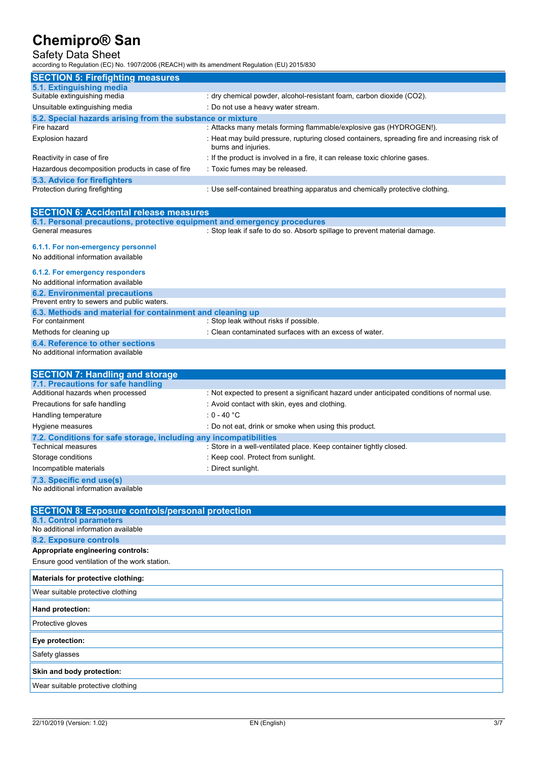## SECTION 5: Firefighting measures

### 5.1. Extinguishing media

| | |
|---|---|
| Suitable extinguishing media | : dry chemical powder, alcohol-resistant foam, carbon dioxide ($CO_2$). |
| Unsuitable extinguishing media | : Do not use a heavy water stream. |

### 5.2. Special hazards arising from the substance or mixture

| | |
|---|---|
| Fire hazard | : Attacks many metals forming flammable/explosive gas (HYDROGEN!). |
| Explosion hazard | : Heat may build pressure, rupturing closed containers, spreading fire and increasing risk of burns and injuries. |
| Reactivity in case of fire | : If the product is involved in a fire, it can release toxic chlorine gases. |
| Hazardous decomposition products in case of fire | : Toxic fumes may be released. |

### 5.3. Advice for firefighters

| | |
|---|---|
| Protection during firefighting | : Use self-contained breathing apparatus and chemically protective clothing. |

## SECTION 6: Accidental release measures

### 6.1. Personal precautions, protective equipment and emergency procedures

| | |
|---|---|
| General measures | : Stop leak if safe to do so. Absorb spillage to prevent material damage. |

#### 6.1.1. For non-emergency personnel

No additional information available

#### 6.1.2. For emergency responders

No additional information available

### 6.2. Environmental precautions

Prevent entry to sewers and public waters.

### 6.3. Methods and material for containment and cleaning up

| | |
|---|---|
| For containment | : Stop leak without risks if possible. |
| Methods for cleaning up | : Clean contaminated surfaces with an excess of water. |

### 6.4. Reference to other sections

No additional information available

## SECTION 7: Handling and storage

### 7.1. Precautions for safe handling

| | |
|---|---|
| Additional hazards when processed | : Not expected to present a significant hazard under anticipated conditions of normal use. |
| Precautions for safe handling | : Avoid contact with skin, eyes and clothing. |
| Handling temperature | : 0 - 40 °C |
| Hygiene measures | : Do not eat, drink or smoke when using this product. |

### 7.2. Conditions for safe storage, including any incompatibilities

| | |
|---|---|
| Technical measures | : Store in a well-ventilated place. Keep container tightly closed. |
| Storage conditions | : Keep cool. Protect from sunlight. |
| Incompatible materials | : Direct sunlight. |

### 7.3. Specific end use(s)

No additional information available

## SECTION 8: Exposure controls/personal protection

### 8.1. Control parameters

No additional information available

### 8.2. Exposure controls

**Appropriate engineering controls:**

Ensure good ventilation of the work station.

| **Materials for protective clothing:** |
|---|
| Wear suitable protective clothing |

| **Hand protection:** |
|---|
| Protective gloves |

| **Eye protection:** |
|---|
| Safety glasses |

| **Skin and body protection:** |
|---|
| Wear suitable protective clothing |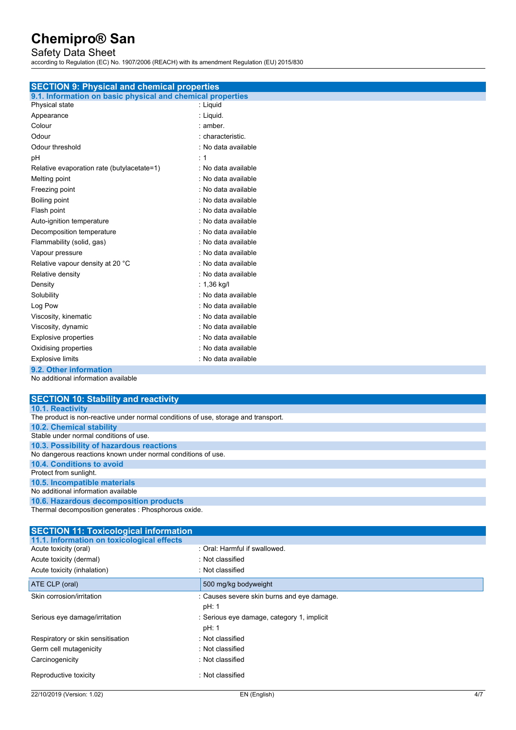## SECTION 9: Physical and chemical properties

### 9.1. Information on basic physical and chemical properties

| | |
|---|---|
| Physical state | : Liquid |
| Appearance | : Liquid. |
| Colour | : amber. |
| Odour | : characteristic. |
| Odour threshold | : No data available |
| pH | : 1 |
| Relative evaporation rate (butylacetate=1) | : No data available |
| Melting point | : No data available |
| Freezing point | : No data available |
| Boiling point | : No data available |
| Flash point | : No data available |
| Auto-ignition temperature | : No data available |
| Decomposition temperature | : No data available |
| Flammability (solid, gas) | : No data available |
| Vapour pressure | : No data available |
| Relative vapour density at 20 °C | : No data available |
| Relative density | : No data available |
| Density | : 1,36 kg/l |
| Solubility | : No data available |
| Log Pow | : No data available |
| Viscosity, kinematic | : No data available |
| Viscosity, dynamic | : No data available |
| Explosive properties | : No data available |
| Oxidising properties | : No data available |
| Explosive limits | : No data available |

### 9.2. Other information

No additional information available

## SECTION 10: Stability and reactivity

### 10.1. Reactivity

The product is non-reactive under normal conditions of use, storage and transport.

### 10.2. Chemical stability

Stable under normal conditions of use.

### 10.3. Possibility of hazardous reactions

No dangerous reactions known under normal conditions of use.

### 10.4. Conditions to avoid

Protect from sunlight.

### 10.5. Incompatible materials

No additional information available

### 10.6. Hazardous decomposition products

Thermal decomposition generates : Phosphorous oxide.

## SECTION 11: Toxicological information

### 11.1. Information on toxicological effects

| | |
|---|---|
| Acute toxicity (oral) | : Oral: Harmful if swallowed. |
| Acute toxicity (dermal) | : Not classified |
| Acute toxicity (inhalation) | : Not classified |

| | |
|---|---|
| ATE CLP (oral) | 500 mg/kg bodyweight |

| | |
|---|---|
| Skin corrosion/irritation | : Causes severe skin burns and eye damage.<br>pH: 1 |
| Serious eye damage/irritation | : Serious eye damage, category 1, implicit<br>pH: 1 |
| Respiratory or skin sensitisation | : Not classified |
| Germ cell mutagenicity | : Not classified |
| Carcinogenicity | : Not classified |
| Reproductive toxicity | : Not classified |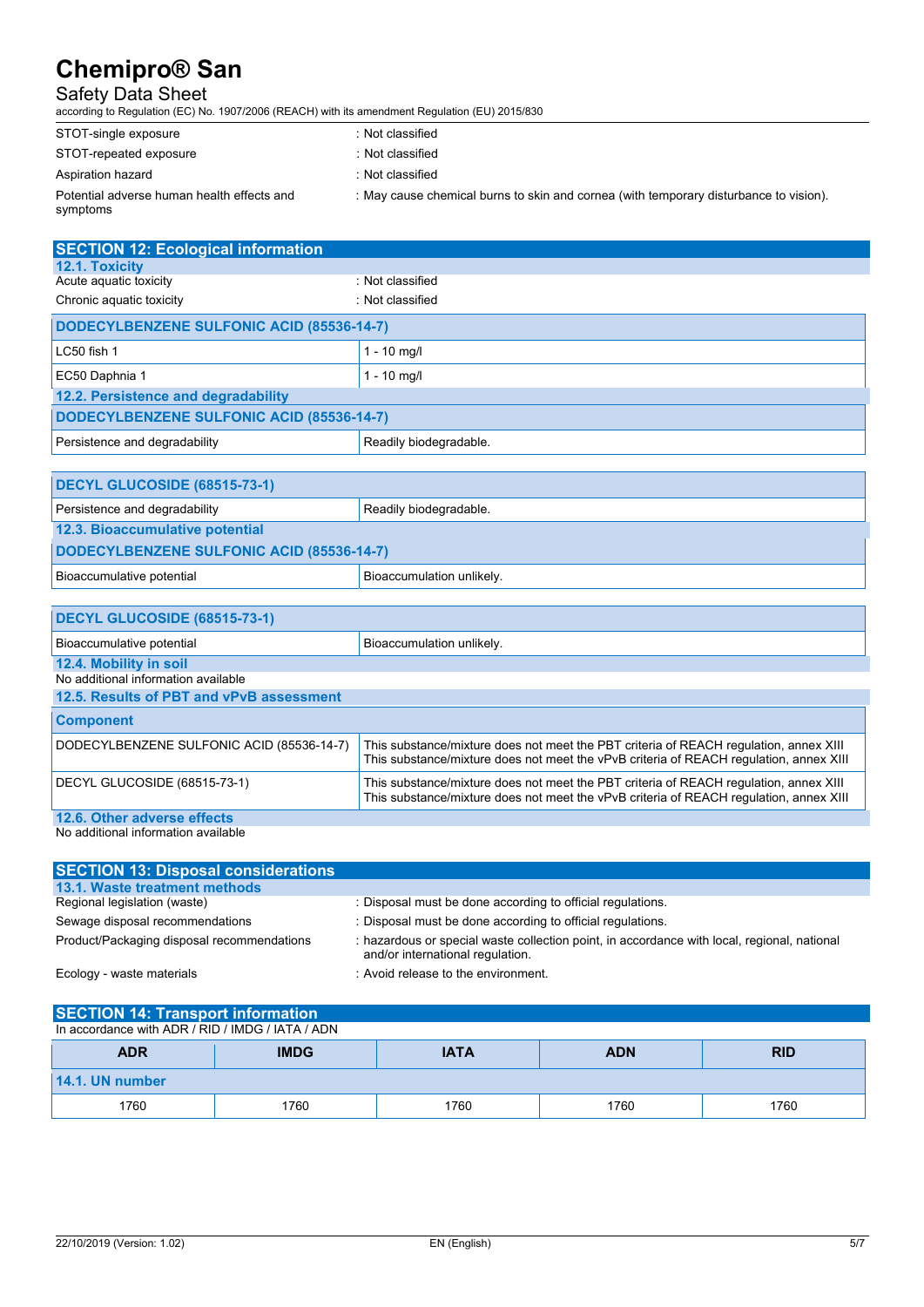| | |
|---|---|
| STOT-single exposure | : Not classified |
| STOT-repeated exposure | : Not classified |
| Aspiration hazard | : Not classified |
| Potential adverse human health effects and symptoms | : May cause chemical burns to skin and cornea (with temporary disturbance to vision). |

## SECTION 12: Ecological information

### 12.1. Toxicity

| | |
|---|---|
| Acute aquatic toxicity | : Not classified |
| Chronic aquatic toxicity | : Not classified |

| DODECYLBENZENE SULFONIC ACID (85536-14-7) | |
|---|---|
| LC50 fish 1 | 1 - 10 mg/l |
| EC50 Daphnia 1 | 1 - 10 mg/l |

### 12.2. Persistence and degradability

| DODECYLBENZENE SULFONIC ACID (85536-14-7) | |
|---|---|
| Persistence and degradability | Readily biodegradable. |

| DECYL GLUCOSIDE (68515-73-1) | |
|---|---|
| Persistence and degradability | Readily biodegradable. |

### 12.3. Bioaccumulative potential

| DODECYLBENZENE SULFONIC ACID (85536-14-7) | |
|---|---|
| Bioaccumulative potential | Bioaccumulation unlikely. |

| DECYL GLUCOSIDE (68515-73-1) | |
|---|---|
| Bioaccumulative potential | Bioaccumulation unlikely. |

### 12.4. Mobility in soil

No additional information available

### 12.5. Results of PBT and vPvB assessment

| Component | |
|---|---|
| DODECYLBENZENE SULFONIC ACID (85536-14-7) | This substance/mixture does not meet the PBT criteria of REACH regulation, annex XIII<br>This substance/mixture does not meet the vPvB criteria of REACH regulation, annex XIII |
| DECYL GLUCOSIDE (68515-73-1) | This substance/mixture does not meet the PBT criteria of REACH regulation, annex XIII<br>This substance/mixture does not meet the vPvB criteria of REACH regulation, annex XIII |

### 12.6. Other adverse effects

No additional information available

## SECTION 13: Disposal considerations

### 13.1. Waste treatment methods

| | |
|---|---|
| Regional legislation (waste) | : Disposal must be done according to official regulations. |
| Sewage disposal recommendations | : Disposal must be done according to official regulations. |
| Product/Packaging disposal recommendations | : hazardous or special waste collection point, in accordance with local, regional, national and/or international regulation. |
| Ecology - waste materials | : Avoid release to the environment. |

## SECTION 14: Transport information

In accordance with ADR / RID / IMDG / IATA / ADN

| ADR | IMDG | IATA | ADN | RID |
|---|---|---|---|---|
| **14.1. UN number** | | | | |
| 1760 | 1760 | 1760 | 1760 | 1760 |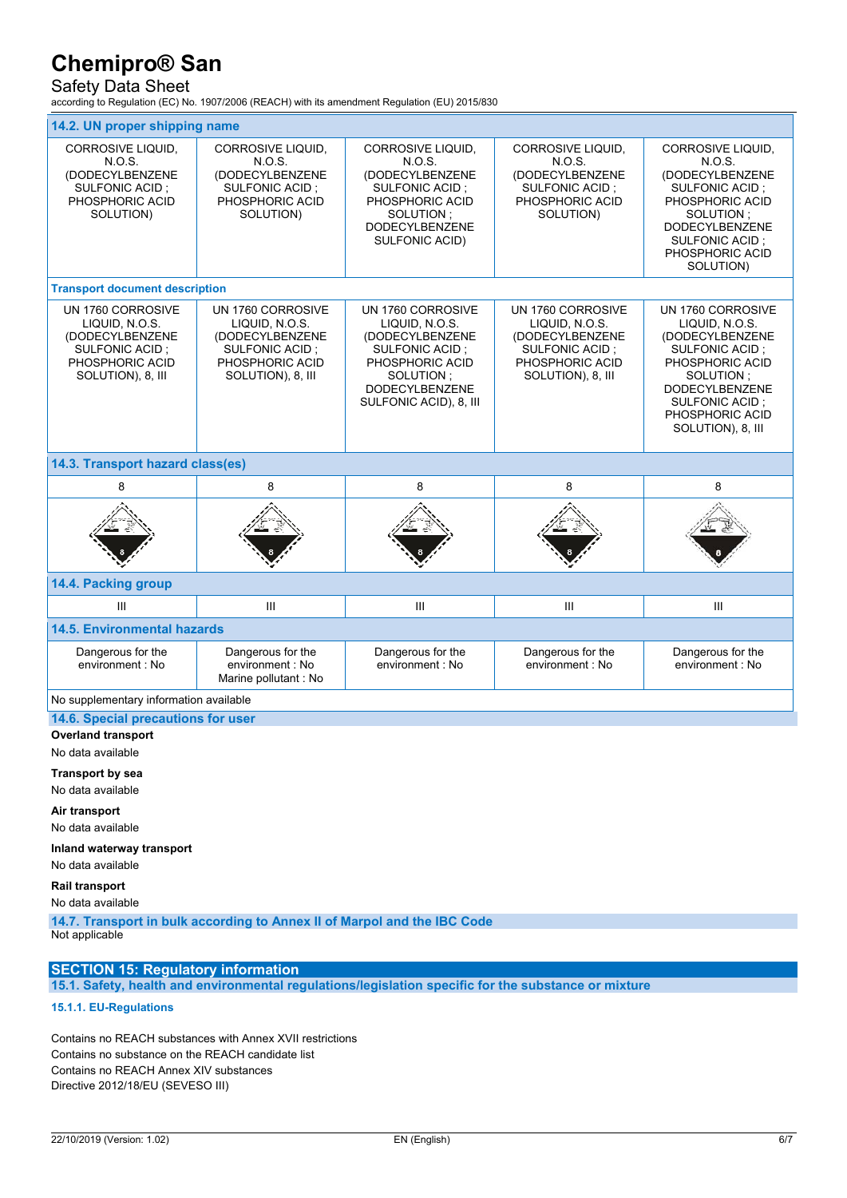| 14.2. UN proper shipping name | | | | |
|---|---|---|---|---|
| CORROSIVE LIQUID, N.O.S. (DODECYLBENZENE SULFONIC ACID ; PHOSPHORIC ACID SOLUTION) | CORROSIVE LIQUID, N.O.S. (DODECYLBENZENE SULFONIC ACID ; PHOSPHORIC ACID SOLUTION) | CORROSIVE LIQUID, N.O.S. (DODECYLBENZENE SULFONIC ACID ; PHOSPHORIC ACID SOLUTION ; DODECYLBENZENE SULFONIC ACID) | CORROSIVE LIQUID, N.O.S. (DODECYLBENZENE SULFONIC ACID ; PHOSPHORIC ACID SOLUTION) | CORROSIVE LIQUID, N.O.S. (DODECYLBENZENE SULFONIC ACID ; PHOSPHORIC ACID SOLUTION ; DODECYLBENZENE SULFONIC ACID ; PHOSPHORIC ACID SOLUTION) |
| **Transport document description** | | | | |
| UN 1760 CORROSIVE LIQUID, N.O.S. (DODECYLBENZENE SULFONIC ACID ; PHOSPHORIC ACID SOLUTION), 8, III | UN 1760 CORROSIVE LIQUID, N.O.S. (DODECYLBENZENE SULFONIC ACID ; PHOSPHORIC ACID SOLUTION), 8, III | UN 1760 CORROSIVE LIQUID, N.O.S. (DODECYLBENZENE SULFONIC ACID ; PHOSPHORIC ACID SOLUTION ; DODECYLBENZENE SULFONIC ACID), 8, III | UN 1760 CORROSIVE LIQUID, N.O.S. (DODECYLBENZENE SULFONIC ACID ; PHOSPHORIC ACID SOLUTION), 8, III | UN 1760 CORROSIVE LIQUID, N.O.S. (DODECYLBENZENE SULFONIC ACID ; PHOSPHORIC ACID SOLUTION ; DODECYLBENZENE SULFONIC ACID ; PHOSPHORIC ACID SOLUTION), 8, III |
| **14.3. Transport hazard class(es)** | | | | |
| 8 | 8 | 8 | 8 | 8 |
| **14.4. Packing group** | | | | |
| III | III | III | III | III |
| **14.5. Environmental hazards** | | | | |
| Dangerous for the environment : No | Dangerous for the environment : No<br>Marine pollutant : No | Dangerous for the environment : No | Dangerous for the environment : No | Dangerous for the environment : No |

No supplementary information available

### 14.6. Special precautions for user

**Overland transport**

No data available

**Transport by sea**

No data available

**Air transport**

No data available

**Inland waterway transport**

No data available

**Rail transport**

No data available

### 14.7. Transport in bulk according to Annex II of Marpol and the IBC Code

Not applicable

## SECTION 15: Regulatory information

### 15.1. Safety, health and environmental regulations/legislation specific for the substance or mixture

#### 15.1.1. EU-Regulations

Contains no REACH substances with Annex XVII restrictions
Contains no substance on the REACH candidate list
Contains no REACH Annex XIV substances
Directive 2012/18/EU (SEVESO III)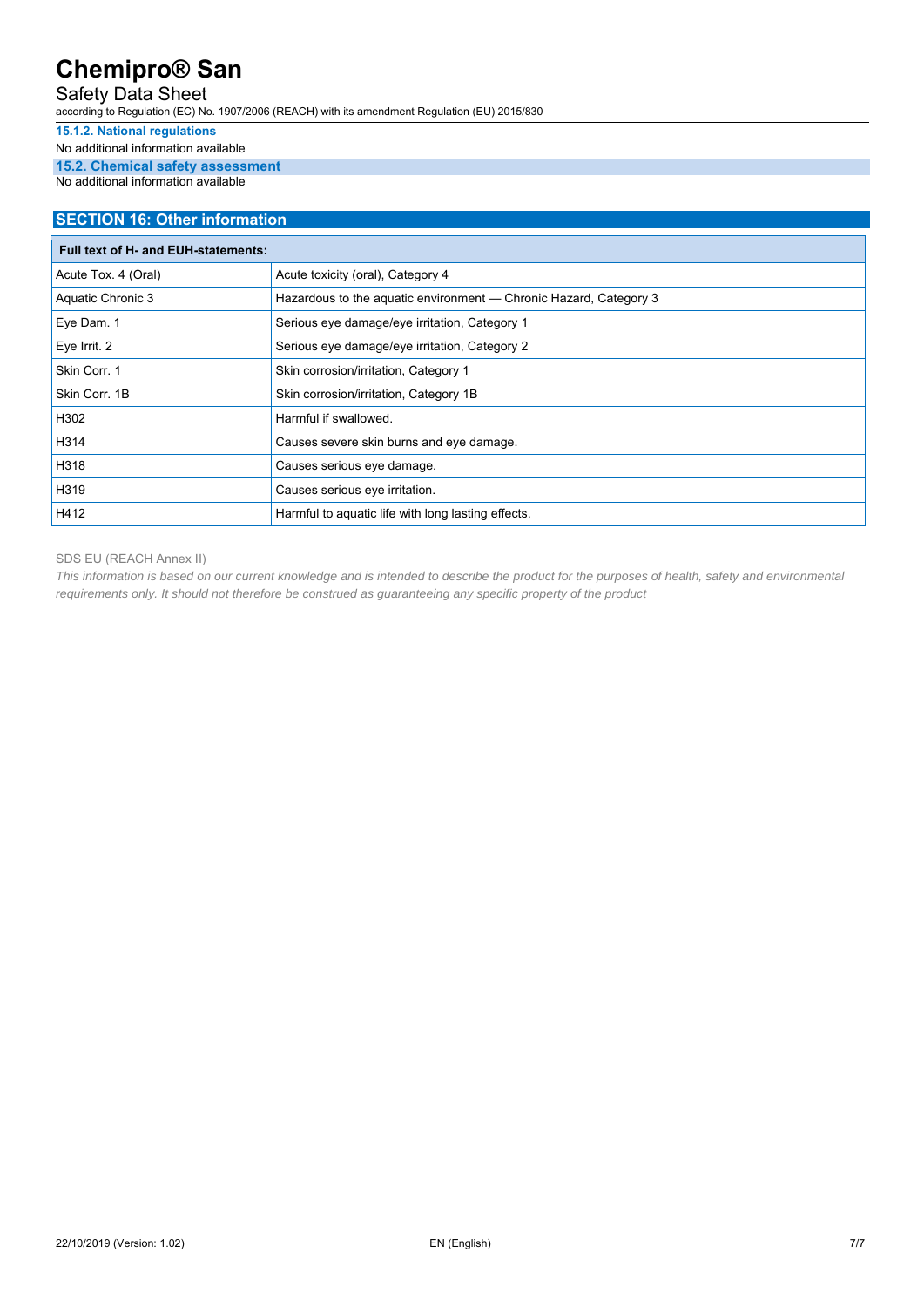#### 15.1.2. National regulations

No additional information available

### 15.2. Chemical safety assessment

No additional information available

## SECTION 16: Other information

| Full text of H- and EUH-statements: | |
|---|---|
| Acute Tox. 4 (Oral) | Acute toxicity (oral), Category 4 |
| Aquatic Chronic 3 | Hazardous to the aquatic environment — Chronic Hazard, Category 3 |
| Eye Dam. 1 | Serious eye damage/eye irritation, Category 1 |
| Eye Irrit. 2 | Serious eye damage/eye irritation, Category 2 |
| Skin Corr. 1 | Skin corrosion/irritation, Category 1 |
| Skin Corr. 1B | Skin corrosion/irritation, Category 1B |
| H302 | Harmful if swallowed. |
| H314 | Causes severe skin burns and eye damage. |
| H318 | Causes serious eye damage. |
| H319 | Causes serious eye irritation. |
| H412 | Harmful to aquatic life with long lasting effects. |

SDS EU (REACH Annex II)

*This information is based on our current knowledge and is intended to describe the product for the purposes of health, safety and environmental requirements only. It should not therefore be construed as guaranteeing any specific property of the product*